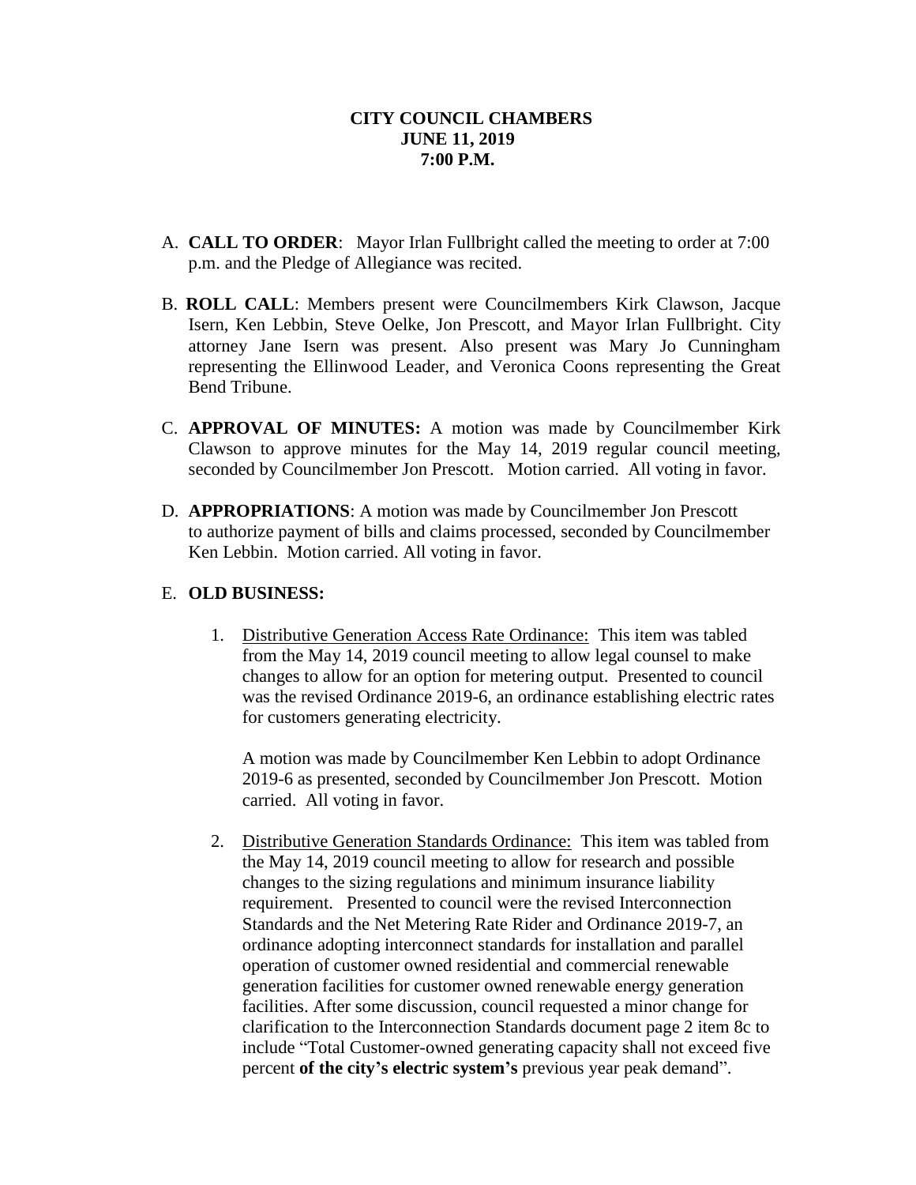**CITY COUNCIL CHAMBERS**
**JUNE 11, 2019**
**7:00 P.M.**

A. **CALL TO ORDER**: Mayor Irlan Fullbright called the meeting to order at 7:00 p.m. and the Pledge of Allegiance was recited.

B. **ROLL CALL**: Members present were Councilmembers Kirk Clawson, Jacque Isern, Ken Lebbin, Steve Oelke, Jon Prescott, and Mayor Irlan Fullbright. City attorney Jane Isern was present. Also present was Mary Jo Cunningham representing the Ellinwood Leader, and Veronica Coons representing the Great Bend Tribune.

C. **APPROVAL OF MINUTES:** A motion was made by Councilmember Kirk Clawson to approve minutes for the May 14, 2019 regular council meeting, seconded by Councilmember Jon Prescott. Motion carried. All voting in favor.

D. **APPROPRIATIONS**: A motion was made by Councilmember Jon Prescott to authorize payment of bills and claims processed, seconded by Councilmember Ken Lebbin. Motion carried. All voting in favor.

E. **OLD BUSINESS:**

1. Distributive Generation Access Rate Ordinance: This item was tabled from the May 14, 2019 council meeting to allow legal counsel to make changes to allow for an option for metering output. Presented to council was the revised Ordinance 2019-6, an ordinance establishing electric rates for customers generating electricity.

   A motion was made by Councilmember Ken Lebbin to adopt Ordinance 2019-6 as presented, seconded by Councilmember Jon Prescott. Motion carried. All voting in favor.

2. Distributive Generation Standards Ordinance: This item was tabled from the May 14, 2019 council meeting to allow for research and possible changes to the sizing regulations and minimum insurance liability requirement. Presented to council were the revised Interconnection Standards and the Net Metering Rate Rider and Ordinance 2019-7, an ordinance adopting interconnect standards for installation and parallel operation of customer owned residential and commercial renewable generation facilities for customer owned renewable energy generation facilities. After some discussion, council requested a minor change for clarification to the Interconnection Standards document page 2 item 8c to include "Total Customer-owned generating capacity shall not exceed five percent **of the city's electric system's** previous year peak demand".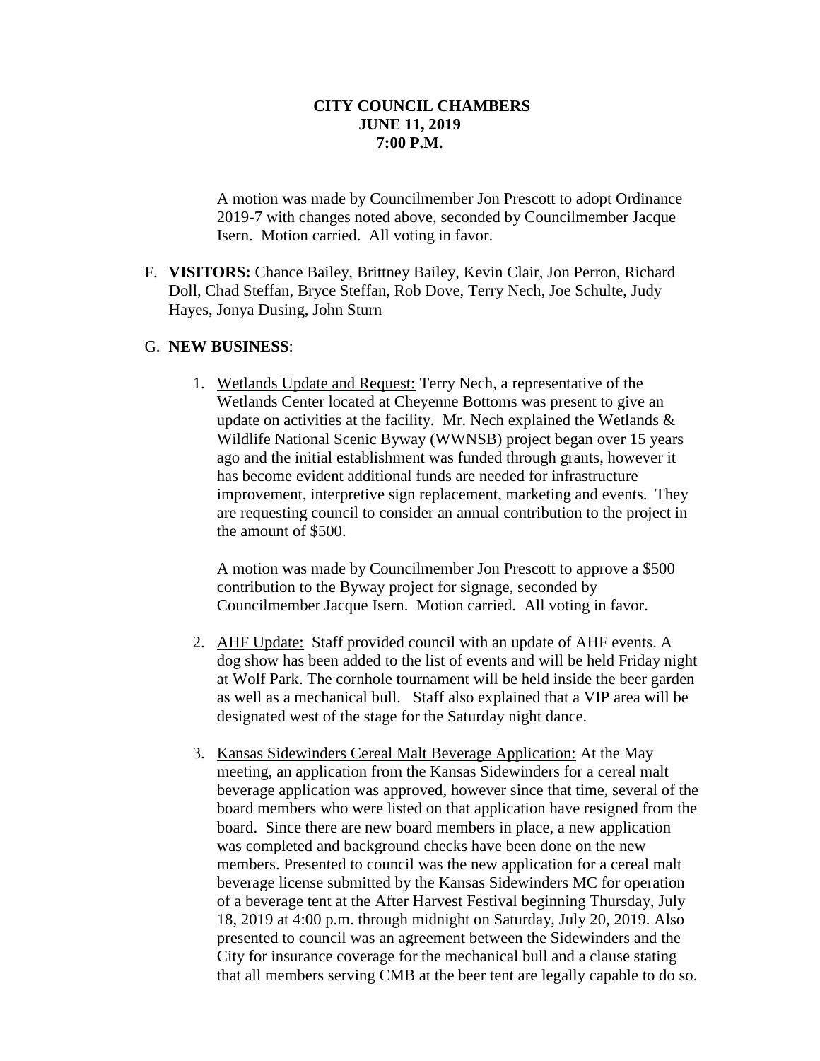**CITY COUNCIL CHAMBERS**
**JUNE 11, 2019**
**7:00 P.M.**

A motion was made by Councilmember Jon Prescott to adopt Ordinance 2019-7 with changes noted above, seconded by Councilmember Jacque Isern. Motion carried. All voting in favor.

F. **VISITORS:** Chance Bailey, Brittney Bailey, Kevin Clair, Jon Perron, Richard Doll, Chad Steffan, Bryce Steffan, Rob Dove, Terry Nech, Joe Schulte, Judy Hayes, Jonya Dusing, John Sturn

G. **NEW BUSINESS**:

1. Wetlands Update and Request: Terry Nech, a representative of the Wetlands Center located at Cheyenne Bottoms was present to give an update on activities at the facility. Mr. Nech explained the Wetlands & Wildlife National Scenic Byway (WWNSB) project began over 15 years ago and the initial establishment was funded through grants, however it has become evident additional funds are needed for infrastructure improvement, interpretive sign replacement, marketing and events. They are requesting council to consider an annual contribution to the project in the amount of $500.

   A motion was made by Councilmember Jon Prescott to approve a $500 contribution to the Byway project for signage, seconded by Councilmember Jacque Isern. Motion carried. All voting in favor.

2. AHF Update: Staff provided council with an update of AHF events. A dog show has been added to the list of events and will be held Friday night at Wolf Park. The cornhole tournament will be held inside the beer garden as well as a mechanical bull. Staff also explained that a VIP area will be designated west of the stage for the Saturday night dance.

3. Kansas Sidewinders Cereal Malt Beverage Application: At the May meeting, an application from the Kansas Sidewinders for a cereal malt beverage application was approved, however since that time, several of the board members who were listed on that application have resigned from the board. Since there are new board members in place, a new application was completed and background checks have been done on the new members. Presented to council was the new application for a cereal malt beverage license submitted by the Kansas Sidewinders MC for operation of a beverage tent at the After Harvest Festival beginning Thursday, July 18, 2019 at 4:00 p.m. through midnight on Saturday, July 20, 2019. Also presented to council was an agreement between the Sidewinders and the City for insurance coverage for the mechanical bull and a clause stating that all members serving CMB at the beer tent are legally capable to do so.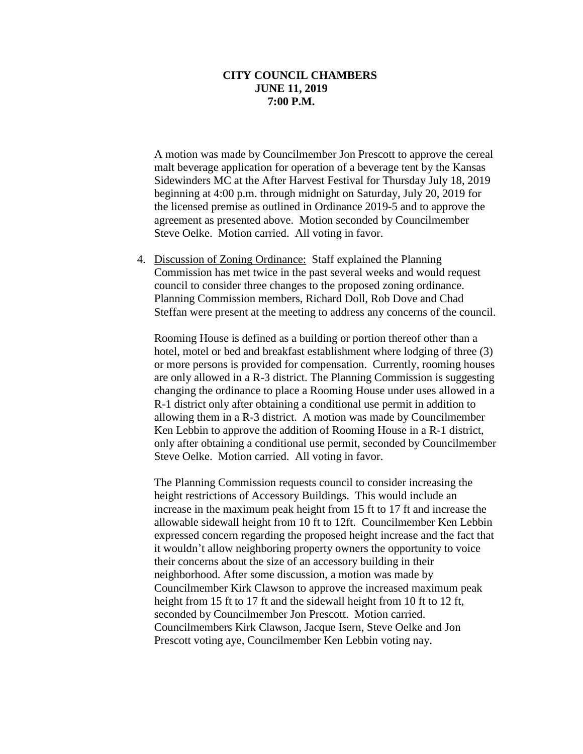**CITY COUNCIL CHAMBERS**
**JUNE 11, 2019**
**7:00 P.M.**

A motion was made by Councilmember Jon Prescott to approve the cereal malt beverage application for operation of a beverage tent by the Kansas Sidewinders MC at the After Harvest Festival for Thursday July 18, 2019 beginning at 4:00 p.m. through midnight on Saturday, July 20, 2019 for the licensed premise as outlined in Ordinance 2019-5 and to approve the agreement as presented above. Motion seconded by Councilmember Steve Oelke. Motion carried. All voting in favor.

4. Discussion of Zoning Ordinance: Staff explained the Planning Commission has met twice in the past several weeks and would request council to consider three changes to the proposed zoning ordinance. Planning Commission members, Richard Doll, Rob Dove and Chad Steffan were present at the meeting to address any concerns of the council.

   Rooming House is defined as a building or portion thereof other than a hotel, motel or bed and breakfast establishment where lodging of three (3) or more persons is provided for compensation. Currently, rooming houses are only allowed in a R-3 district. The Planning Commission is suggesting changing the ordinance to place a Rooming House under uses allowed in a R-1 district only after obtaining a conditional use permit in addition to allowing them in a R-3 district. A motion was made by Councilmember Ken Lebbin to approve the addition of Rooming House in a R-1 district, only after obtaining a conditional use permit, seconded by Councilmember Steve Oelke. Motion carried. All voting in favor.

   The Planning Commission requests council to consider increasing the height restrictions of Accessory Buildings. This would include an increase in the maximum peak height from 15 ft to 17 ft and increase the allowable sidewall height from 10 ft to 12ft. Councilmember Ken Lebbin expressed concern regarding the proposed height increase and the fact that it wouldn't allow neighboring property owners the opportunity to voice their concerns about the size of an accessory building in their neighborhood. After some discussion, a motion was made by Councilmember Kirk Clawson to approve the increased maximum peak height from 15 ft to 17 ft and the sidewall height from 10 ft to 12 ft, seconded by Councilmember Jon Prescott. Motion carried. Councilmembers Kirk Clawson, Jacque Isern, Steve Oelke and Jon Prescott voting aye, Councilmember Ken Lebbin voting nay.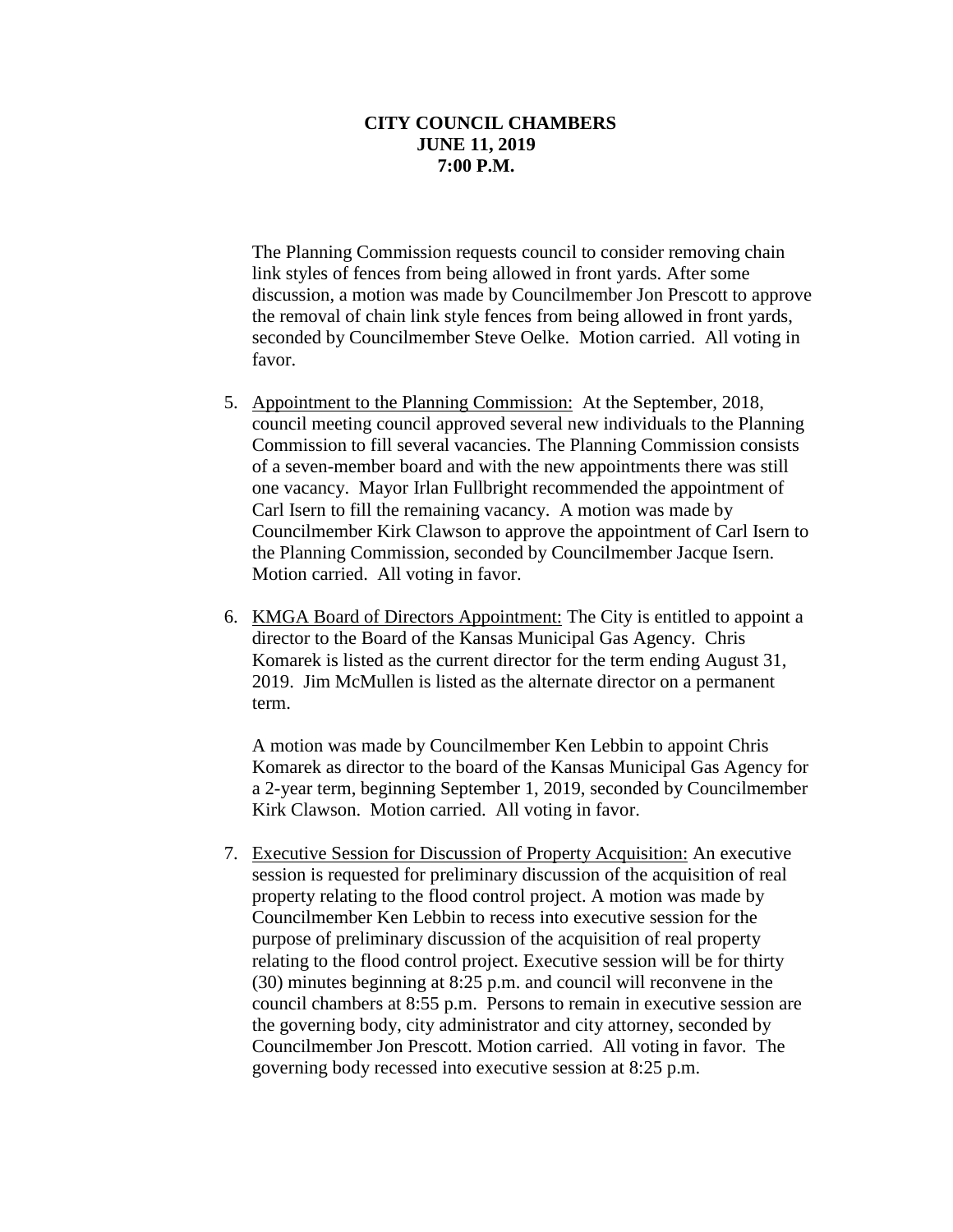**CITY COUNCIL CHAMBERS**
**JUNE 11, 2019**
**7:00 P.M.**

The Planning Commission requests council to consider removing chain link styles of fences from being allowed in front yards. After some discussion, a motion was made by Councilmember Jon Prescott to approve the removal of chain link style fences from being allowed in front yards, seconded by Councilmember Steve Oelke. Motion carried. All voting in favor.

5. Appointment to the Planning Commission: At the September, 2018, council meeting council approved several new individuals to the Planning Commission to fill several vacancies. The Planning Commission consists of a seven-member board and with the new appointments there was still one vacancy. Mayor Irlan Fullbright recommended the appointment of Carl Isern to fill the remaining vacancy. A motion was made by Councilmember Kirk Clawson to approve the appointment of Carl Isern to the Planning Commission, seconded by Councilmember Jacque Isern. Motion carried. All voting in favor.

6. KMGA Board of Directors Appointment: The City is entitled to appoint a director to the Board of the Kansas Municipal Gas Agency. Chris Komarek is listed as the current director for the term ending August 31, 2019. Jim McMullen is listed as the alternate director on a permanent term.

   A motion was made by Councilmember Ken Lebbin to appoint Chris Komarek as director to the board of the Kansas Municipal Gas Agency for a 2-year term, beginning September 1, 2019, seconded by Councilmember Kirk Clawson. Motion carried. All voting in favor.

7. Executive Session for Discussion of Property Acquisition: An executive session is requested for preliminary discussion of the acquisition of real property relating to the flood control project. A motion was made by Councilmember Ken Lebbin to recess into executive session for the purpose of preliminary discussion of the acquisition of real property relating to the flood control project. Executive session will be for thirty (30) minutes beginning at 8:25 p.m. and council will reconvene in the council chambers at 8:55 p.m. Persons to remain in executive session are the governing body, city administrator and city attorney, seconded by Councilmember Jon Prescott. Motion carried. All voting in favor. The governing body recessed into executive session at 8:25 p.m.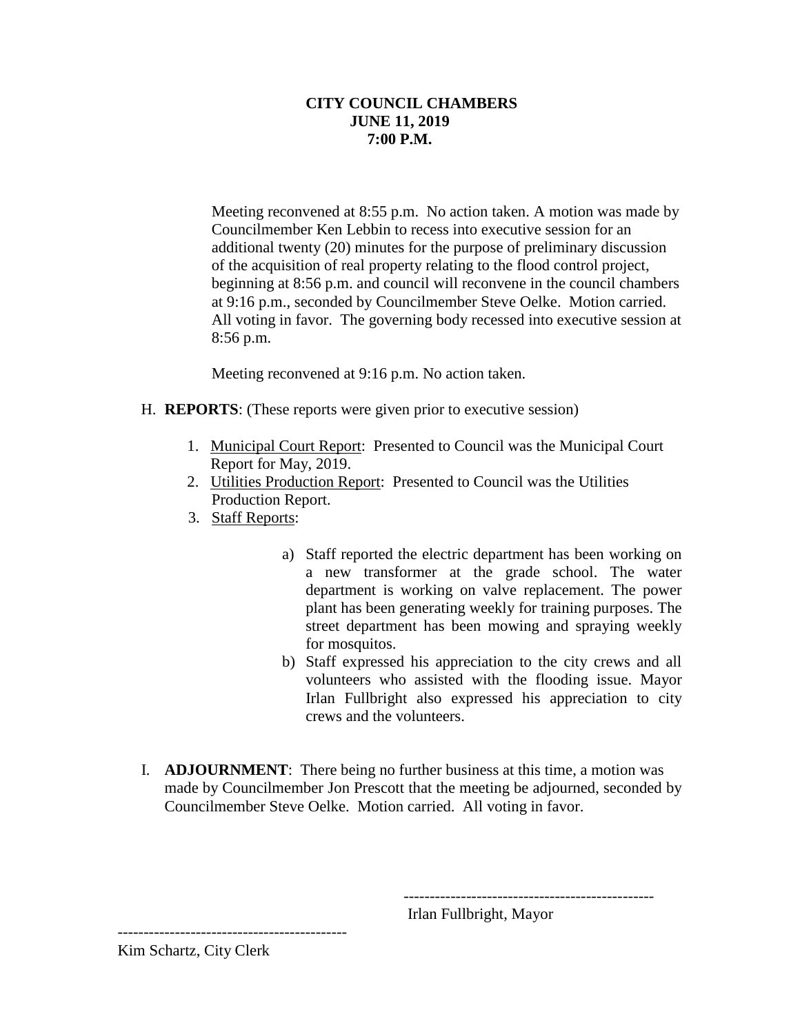**CITY COUNCIL CHAMBERS**
**JUNE 11, 2019**
**7:00 P.M.**

Meeting reconvened at 8:55 p.m. No action taken. A motion was made by Councilmember Ken Lebbin to recess into executive session for an additional twenty (20) minutes for the purpose of preliminary discussion of the acquisition of real property relating to the flood control project, beginning at 8:56 p.m. and council will reconvene in the council chambers at 9:16 p.m., seconded by Councilmember Steve Oelke. Motion carried. All voting in favor. The governing body recessed into executive session at 8:56 p.m.

Meeting reconvened at 9:16 p.m. No action taken.

H. **REPORTS**: (These reports were given prior to executive session)

1. Municipal Court Report: Presented to Council was the Municipal Court Report for May, 2019.
2. Utilities Production Report: Presented to Council was the Utilities Production Report.
3. Staff Reports:

   a) Staff reported the electric department has been working on a new transformer at the grade school. The water department is working on valve replacement. The power plant has been generating weekly for training purposes. The street department has been mowing and spraying weekly for mosquitos.
   b) Staff expressed his appreciation to the city crews and all volunteers who assisted with the flooding issue. Mayor Irlan Fullbright also expressed his appreciation to city crews and the volunteers.

I. **ADJOURNMENT**: There being no further business at this time, a motion was made by Councilmember Jon Prescott that the meeting be adjourned, seconded by Councilmember Steve Oelke. Motion carried. All voting in favor.

------------------------------------------------
Irlan Fullbright, Mayor

--------------------------------------------
Kim Schartz, City Clerk